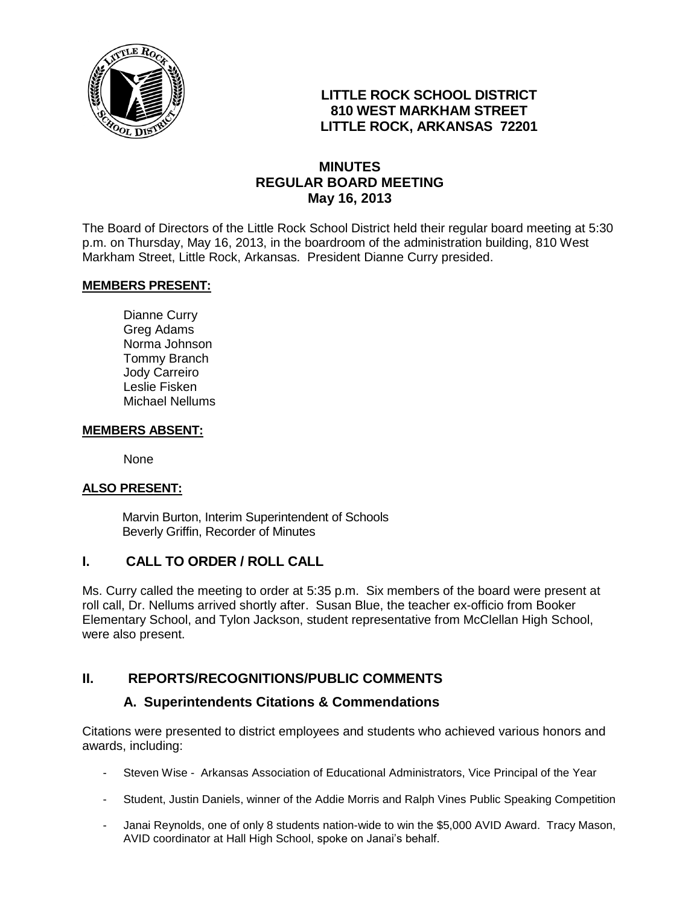**LITTLE ROCK SCHOOL DISTRICT**
**810 WEST MARKHAM STREET**
**LITTLE ROCK, ARKANSAS 72201**

# MINUTES
## REGULAR BOARD MEETING
### May 16, 2013

The Board of Directors of the Little Rock School District held their regular board meeting at 5:30 p.m. on Thursday, May 16, 2013, in the boardroom of the administration building, 810 West Markham Street, Little Rock, Arkansas. President Dianne Curry presided.

**MEMBERS PRESENT:**

Dianne Curry
Greg Adams
Norma Johnson
Tommy Branch
Jody Carreiro
Leslie Fisken
Michael Nellums

**MEMBERS ABSENT:**

None

**ALSO PRESENT:**

Marvin Burton, Interim Superintendent of Schools
Beverly Griffin, Recorder of Minutes

## I. CALL TO ORDER / ROLL CALL

Ms. Curry called the meeting to order at 5:35 p.m. Six members of the board were present at roll call, Dr. Nellums arrived shortly after. Susan Blue, the teacher ex-officio from Booker Elementary School, and Tylon Jackson, student representative from McClellan High School, were also present.

## II. REPORTS/RECOGNITIONS/PUBLIC COMMENTS

### A. Superintendents Citations & Commendations

Citations were presented to district employees and students who achieved various honors and awards, including:

- Steven Wise - Arkansas Association of Educational Administrators, Vice Principal of the Year
- Student, Justin Daniels, winner of the Addie Morris and Ralph Vines Public Speaking Competition
- Janai Reynolds, one of only 8 students nation-wide to win the $5,000 AVID Award. Tracy Mason, AVID coordinator at Hall High School, spoke on Janai's behalf.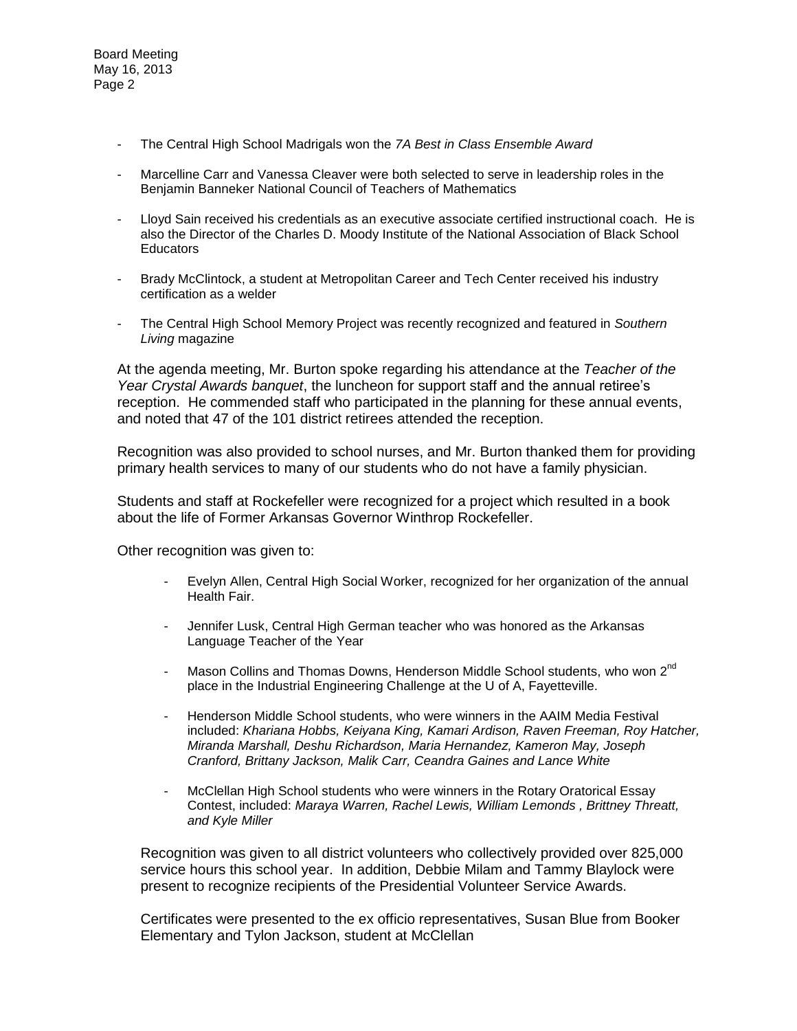- The Central High School Madrigals won the *7A Best in Class Ensemble Award*

- Marcelline Carr and Vanessa Cleaver were both selected to serve in leadership roles in the Benjamin Banneker National Council of Teachers of Mathematics

- Lloyd Sain received his credentials as an executive associate certified instructional coach. He is also the Director of the Charles D. Moody Institute of the National Association of Black School Educators

- Brady McClintock, a student at Metropolitan Career and Tech Center received his industry certification as a welder

- The Central High School Memory Project was recently recognized and featured in *Southern Living* magazine

At the agenda meeting, Mr. Burton spoke regarding his attendance at the *Teacher of the Year Crystal Awards banquet*, the luncheon for support staff and the annual retiree's reception. He commended staff who participated in the planning for these annual events, and noted that 47 of the 101 district retirees attended the reception.

Recognition was also provided to school nurses, and Mr. Burton thanked them for providing primary health services to many of our students who do not have a family physician.

Students and staff at Rockefeller were recognized for a project which resulted in a book about the life of Former Arkansas Governor Winthrop Rockefeller.

Other recognition was given to:

- Evelyn Allen, Central High Social Worker, recognized for her organization of the annual Health Fair.

- Jennifer Lusk, Central High German teacher who was honored as the Arkansas Language Teacher of the Year

- Mason Collins and Thomas Downs, Henderson Middle School students, who won 2nd place in the Industrial Engineering Challenge at the U of A, Fayetteville.

- Henderson Middle School students, who were winners in the AAIM Media Festival included: *Khariana Hobbs, Keiyana King, Kamari Ardison, Raven Freeman, Roy Hatcher, Miranda Marshall, Deshu Richardson, Maria Hernandez, Kameron May, Joseph Cranford, Brittany Jackson, Malik Carr, Ceandra Gaines and Lance White*

- McClellan High School students who were winners in the Rotary Oratorical Essay Contest, included: *Maraya Warren, Rachel Lewis, William Lemonds , Brittney Threatt, and Kyle Miller*

Recognition was given to all district volunteers who collectively provided over 825,000 service hours this school year. In addition, Debbie Milam and Tammy Blaylock were present to recognize recipients of the Presidential Volunteer Service Awards.

Certificates were presented to the ex officio representatives, Susan Blue from Booker Elementary and Tylon Jackson, student at McClellan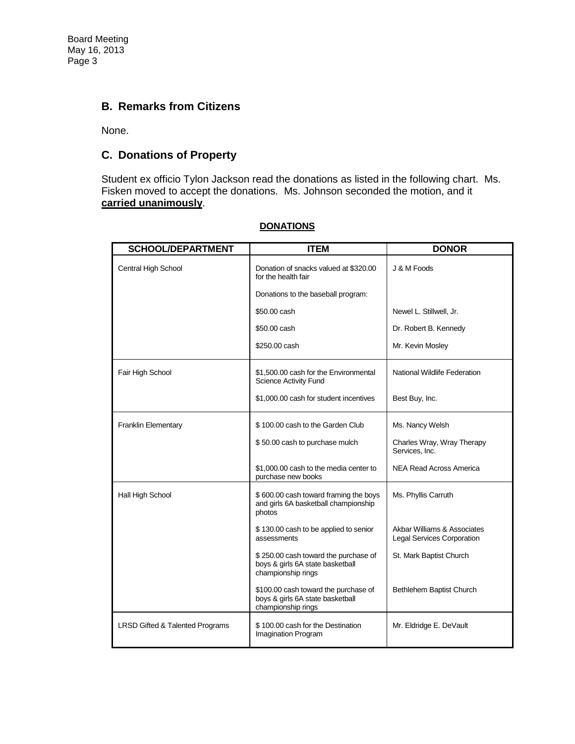## B. Remarks from Citizens

None.

## C. Donations of Property

Student ex officio Tylon Jackson read the donations as listed in the following chart. Ms. Fisken moved to accept the donations. Ms. Johnson seconded the motion, and it **carried unanimously**.

**DONATIONS**

| SCHOOL/DEPARTMENT | ITEM | DONOR |
|---|---|---|
| Central High School | Donation of snacks valued at $320.00 for the health fair | J & M Foods |
| | Donations to the baseball program: | |
| | $50.00 cash | Newel L. Stillwell, Jr. |
| | $50.00 cash | Dr. Robert B. Kennedy |
| | $250.00 cash | Mr. Kevin Mosley |
| Fair High School | $1,500.00 cash for the Environmental Science Activity Fund | National Wildlife Federation |
| | $1,000.00 cash for student incentives | Best Buy, Inc. |
| Franklin Elementary | $ 100.00 cash to the Garden Club | Ms. Nancy Welsh |
| | $ 50.00 cash to purchase mulch | Charles Wray, Wray Therapy Services, Inc. |
| | $1,000.00 cash to the media center to purchase new books | NEA Read Across America |
| Hall High School | $ 600.00 cash toward framing the boys and girls 6A basketball championship photos | Ms. Phyllis Carruth |
| | $ 130.00 cash to be applied to senior assessments | Akbar Williams & Associates Legal Services Corporation |
| | $ 250.00 cash toward the purchase of boys & girls 6A state basketball championship rings | St. Mark Baptist Church |
| | $100.00 cash toward the purchase of boys & girls 6A state basketball championship rings | Bethlehem Baptist Church |
| LRSD Gifted & Talented Programs | $ 100.00 cash for the Destination Imagination Program | Mr. Eldridge E. DeVault |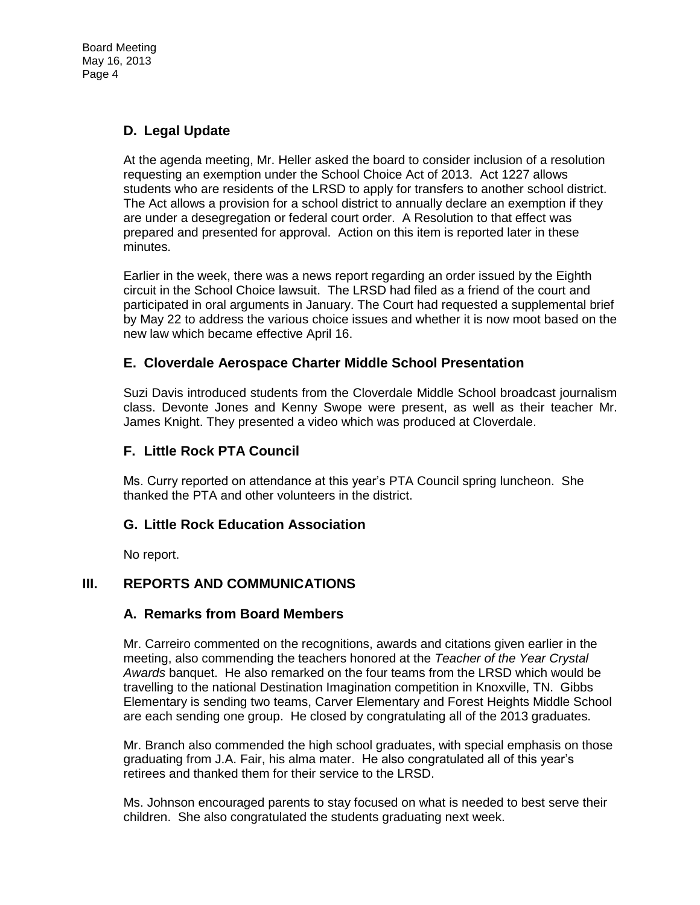### D. Legal Update

At the agenda meeting, Mr. Heller asked the board to consider inclusion of a resolution requesting an exemption under the School Choice Act of 2013. Act 1227 allows students who are residents of the LRSD to apply for transfers to another school district. The Act allows a provision for a school district to annually declare an exemption if they are under a desegregation or federal court order. A Resolution to that effect was prepared and presented for approval. Action on this item is reported later in these minutes.

Earlier in the week, there was a news report regarding an order issued by the Eighth circuit in the School Choice lawsuit. The LRSD had filed as a friend of the court and participated in oral arguments in January. The Court had requested a supplemental brief by May 22 to address the various choice issues and whether it is now moot based on the new law which became effective April 16.

### E. Cloverdale Aerospace Charter Middle School Presentation

Suzi Davis introduced students from the Cloverdale Middle School broadcast journalism class. Devonte Jones and Kenny Swope were present, as well as their teacher Mr. James Knight. They presented a video which was produced at Cloverdale.

### F. Little Rock PTA Council

Ms. Curry reported on attendance at this year's PTA Council spring luncheon. She thanked the PTA and other volunteers in the district.

### G. Little Rock Education Association

No report.

## III. REPORTS AND COMMUNICATIONS

### A. Remarks from Board Members

Mr. Carreiro commented on the recognitions, awards and citations given earlier in the meeting, also commending the teachers honored at the *Teacher of the Year Crystal Awards* banquet. He also remarked on the four teams from the LRSD which would be travelling to the national Destination Imagination competition in Knoxville, TN. Gibbs Elementary is sending two teams, Carver Elementary and Forest Heights Middle School are each sending one group. He closed by congratulating all of the 2013 graduates.

Mr. Branch also commended the high school graduates, with special emphasis on those graduating from J.A. Fair, his alma mater. He also congratulated all of this year's retirees and thanked them for their service to the LRSD.

Ms. Johnson encouraged parents to stay focused on what is needed to best serve their children. She also congratulated the students graduating next week.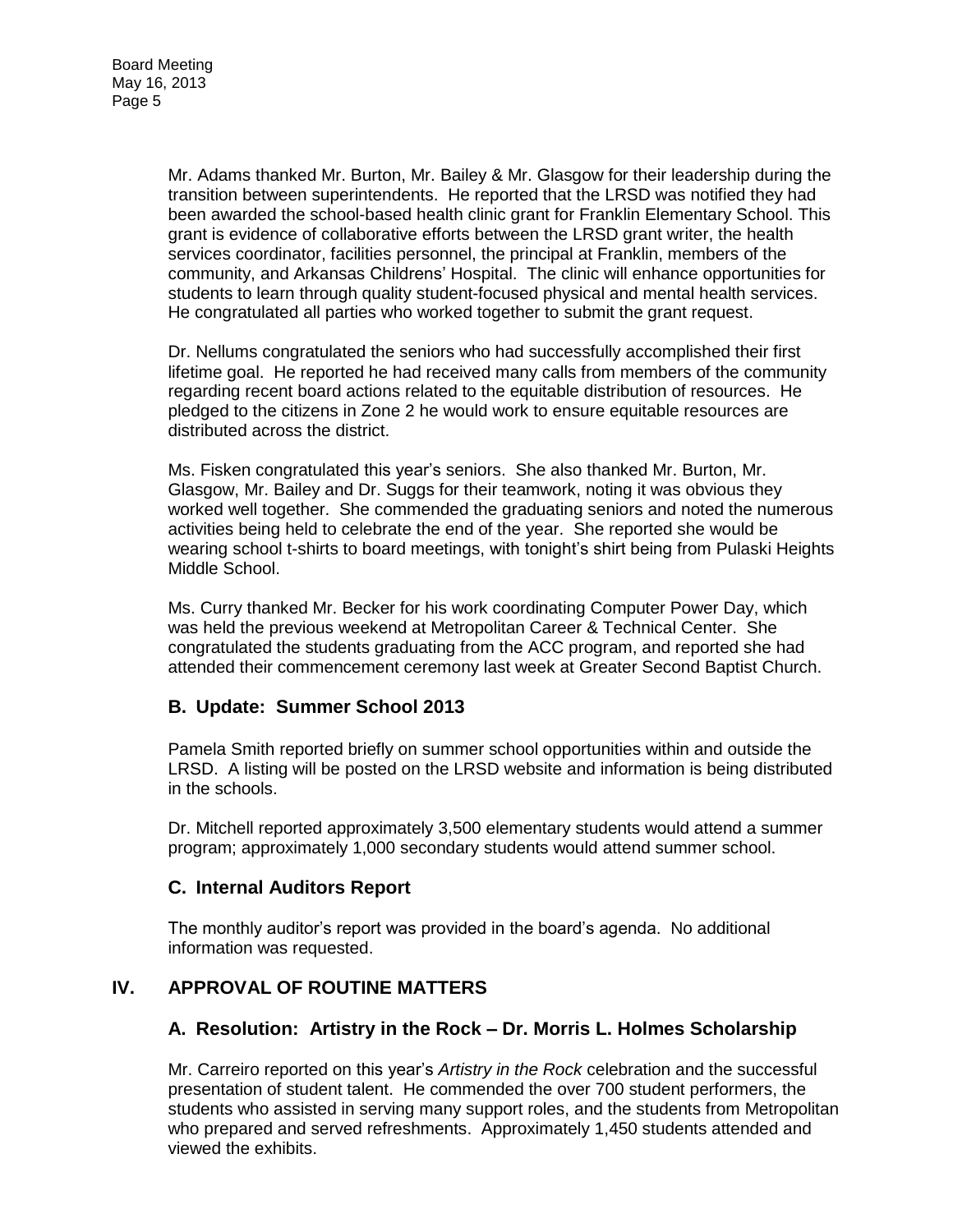Mr. Adams thanked Mr. Burton, Mr. Bailey & Mr. Glasgow for their leadership during the transition between superintendents. He reported that the LRSD was notified they had been awarded the school-based health clinic grant for Franklin Elementary School. This grant is evidence of collaborative efforts between the LRSD grant writer, the health services coordinator, facilities personnel, the principal at Franklin, members of the community, and Arkansas Childrens' Hospital. The clinic will enhance opportunities for students to learn through quality student-focused physical and mental health services. He congratulated all parties who worked together to submit the grant request.

Dr. Nellums congratulated the seniors who had successfully accomplished their first lifetime goal. He reported he had received many calls from members of the community regarding recent board actions related to the equitable distribution of resources. He pledged to the citizens in Zone 2 he would work to ensure equitable resources are distributed across the district.

Ms. Fisken congratulated this year's seniors. She also thanked Mr. Burton, Mr. Glasgow, Mr. Bailey and Dr. Suggs for their teamwork, noting it was obvious they worked well together. She commended the graduating seniors and noted the numerous activities being held to celebrate the end of the year. She reported she would be wearing school t-shirts to board meetings, with tonight's shirt being from Pulaski Heights Middle School.

Ms. Curry thanked Mr. Becker for his work coordinating Computer Power Day, which was held the previous weekend at Metropolitan Career & Technical Center. She congratulated the students graduating from the ACC program, and reported she had attended their commencement ceremony last week at Greater Second Baptist Church.

### B. Update: Summer School 2013

Pamela Smith reported briefly on summer school opportunities within and outside the LRSD. A listing will be posted on the LRSD website and information is being distributed in the schools.

Dr. Mitchell reported approximately 3,500 elementary students would attend a summer program; approximately 1,000 secondary students would attend summer school.

### C. Internal Auditors Report

The monthly auditor's report was provided in the board's agenda. No additional information was requested.

## IV. APPROVAL OF ROUTINE MATTERS

### A. Resolution: Artistry in the Rock – Dr. Morris L. Holmes Scholarship

Mr. Carreiro reported on this year's *Artistry in the Rock* celebration and the successful presentation of student talent. He commended the over 700 student performers, the students who assisted in serving many support roles, and the students from Metropolitan who prepared and served refreshments. Approximately 1,450 students attended and viewed the exhibits.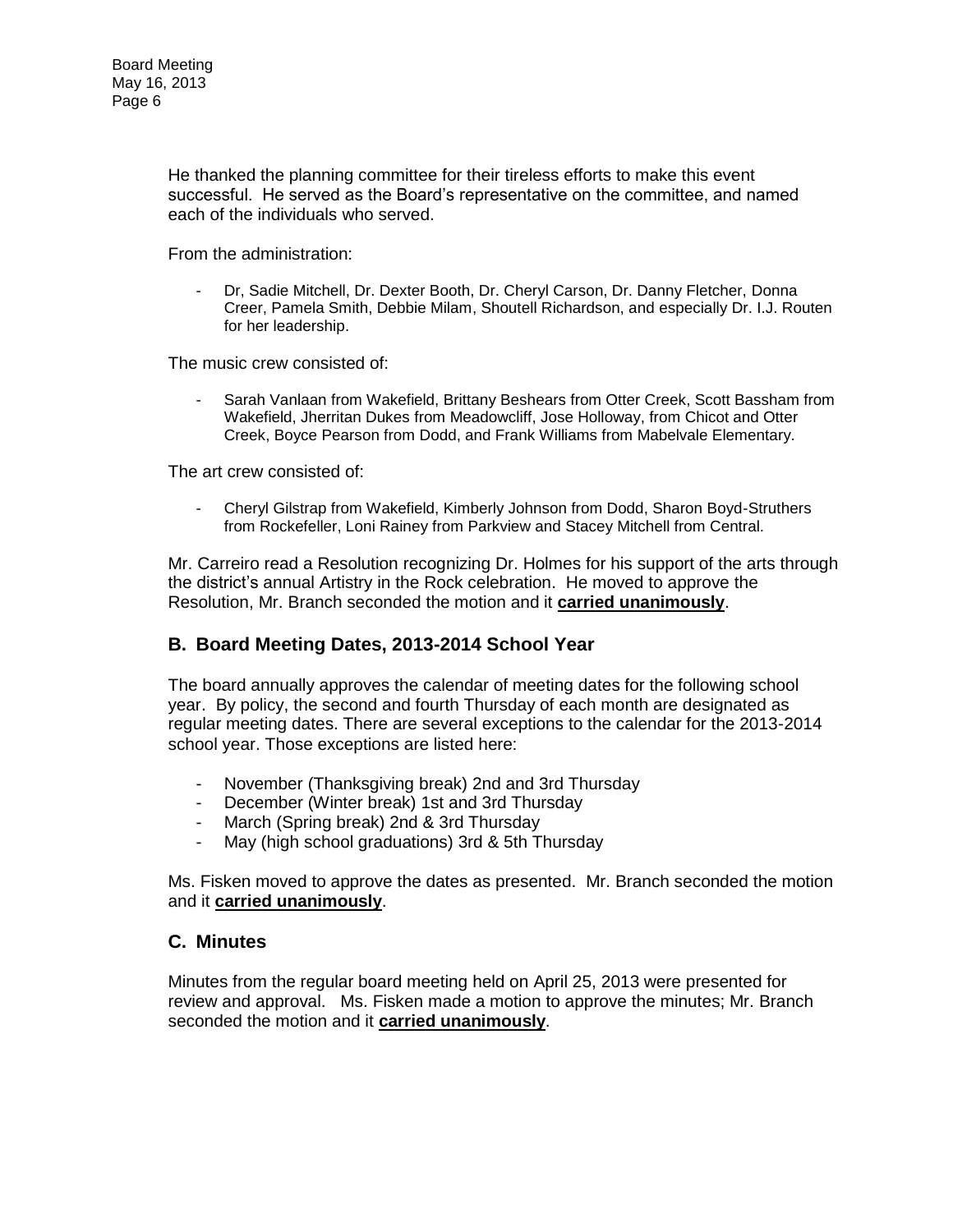He thanked the planning committee for their tireless efforts to make this event successful. He served as the Board's representative on the committee, and named each of the individuals who served.

From the administration:

- Dr, Sadie Mitchell, Dr. Dexter Booth, Dr. Cheryl Carson, Dr. Danny Fletcher, Donna Creer, Pamela Smith, Debbie Milam, Shoutell Richardson, and especially Dr. I.J. Routen for her leadership.

The music crew consisted of:

- Sarah Vanlaan from Wakefield, Brittany Beshears from Otter Creek, Scott Bassham from Wakefield, Jherritan Dukes from Meadowcliff, Jose Holloway, from Chicot and Otter Creek, Boyce Pearson from Dodd, and Frank Williams from Mabelvale Elementary.

The art crew consisted of:

- Cheryl Gilstrap from Wakefield, Kimberly Johnson from Dodd, Sharon Boyd-Struthers from Rockefeller, Loni Rainey from Parkview and Stacey Mitchell from Central.

Mr. Carreiro read a Resolution recognizing Dr. Holmes for his support of the arts through the district's annual Artistry in the Rock celebration. He moved to approve the Resolution, Mr. Branch seconded the motion and it **carried unanimously**.

## B. Board Meeting Dates, 2013-2014 School Year

The board annually approves the calendar of meeting dates for the following school year. By policy, the second and fourth Thursday of each month are designated as regular meeting dates. There are several exceptions to the calendar for the 2013-2014 school year. Those exceptions are listed here:

- November (Thanksgiving break) 2nd and 3rd Thursday
- December (Winter break) 1st and 3rd Thursday
- March (Spring break) 2nd & 3rd Thursday
- May (high school graduations) 3rd & 5th Thursday

Ms. Fisken moved to approve the dates as presented. Mr. Branch seconded the motion and it **carried unanimously**.

## C. Minutes

Minutes from the regular board meeting held on April 25, 2013 were presented for review and approval. Ms. Fisken made a motion to approve the minutes; Mr. Branch seconded the motion and it **carried unanimously**.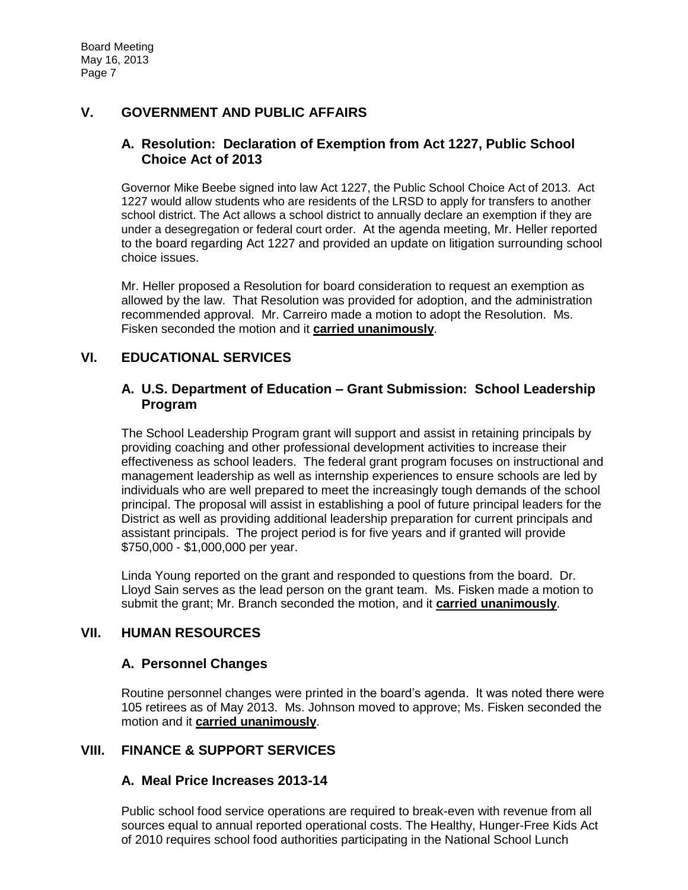## V. GOVERNMENT AND PUBLIC AFFAIRS

### A. Resolution: Declaration of Exemption from Act 1227, Public School Choice Act of 2013

Governor Mike Beebe signed into law Act 1227, the Public School Choice Act of 2013. Act 1227 would allow students who are residents of the LRSD to apply for transfers to another school district. The Act allows a school district to annually declare an exemption if they are under a desegregation or federal court order. At the agenda meeting, Mr. Heller reported to the board regarding Act 1227 and provided an update on litigation surrounding school choice issues.

Mr. Heller proposed a Resolution for board consideration to request an exemption as allowed by the law. That Resolution was provided for adoption, and the administration recommended approval. Mr. Carreiro made a motion to adopt the Resolution. Ms. Fisken seconded the motion and it **carried unanimously**.

## VI. EDUCATIONAL SERVICES

### A. U.S. Department of Education – Grant Submission: School Leadership Program

The School Leadership Program grant will support and assist in retaining principals by providing coaching and other professional development activities to increase their effectiveness as school leaders. The federal grant program focuses on instructional and management leadership as well as internship experiences to ensure schools are led by individuals who are well prepared to meet the increasingly tough demands of the school principal. The proposal will assist in establishing a pool of future principal leaders for the District as well as providing additional leadership preparation for current principals and assistant principals. The project period is for five years and if granted will provide $750,000 - $1,000,000 per year.

Linda Young reported on the grant and responded to questions from the board. Dr. Lloyd Sain serves as the lead person on the grant team. Ms. Fisken made a motion to submit the grant; Mr. Branch seconded the motion, and it **carried unanimously**.

## VII. HUMAN RESOURCES

### A. Personnel Changes

Routine personnel changes were printed in the board's agenda. It was noted there were 105 retirees as of May 2013. Ms. Johnson moved to approve; Ms. Fisken seconded the motion and it **carried unanimously**.

## VIII. FINANCE & SUPPORT SERVICES

### A. Meal Price Increases 2013-14

Public school food service operations are required to break-even with revenue from all sources equal to annual reported operational costs. The Healthy, Hunger-Free Kids Act of 2010 requires school food authorities participating in the National School Lunch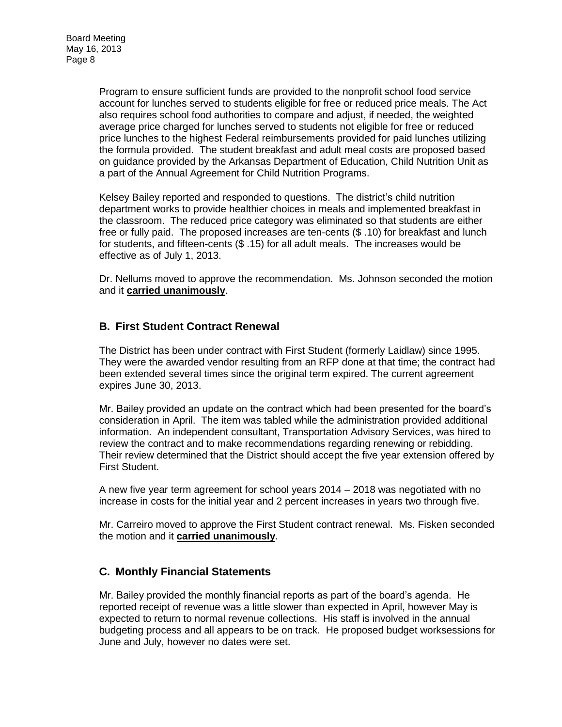Program to ensure sufficient funds are provided to the nonprofit school food service account for lunches served to students eligible for free or reduced price meals. The Act also requires school food authorities to compare and adjust, if needed, the weighted average price charged for lunches served to students not eligible for free or reduced price lunches to the highest Federal reimbursements provided for paid lunches utilizing the formula provided. The student breakfast and adult meal costs are proposed based on guidance provided by the Arkansas Department of Education, Child Nutrition Unit as a part of the Annual Agreement for Child Nutrition Programs.

Kelsey Bailey reported and responded to questions. The district's child nutrition department works to provide healthier choices in meals and implemented breakfast in the classroom. The reduced price category was eliminated so that students are either free or fully paid. The proposed increases are ten-cents ($ .10) for breakfast and lunch for students, and fifteen-cents ($ .15) for all adult meals. The increases would be effective as of July 1, 2013.

Dr. Nellums moved to approve the recommendation. Ms. Johnson seconded the motion and it **carried unanimously**.

## B. First Student Contract Renewal

The District has been under contract with First Student (formerly Laidlaw) since 1995. They were the awarded vendor resulting from an RFP done at that time; the contract had been extended several times since the original term expired. The current agreement expires June 30, 2013.

Mr. Bailey provided an update on the contract which had been presented for the board's consideration in April. The item was tabled while the administration provided additional information. An independent consultant, Transportation Advisory Services, was hired to review the contract and to make recommendations regarding renewing or rebidding. Their review determined that the District should accept the five year extension offered by First Student.

A new five year term agreement for school years 2014 – 2018 was negotiated with no increase in costs for the initial year and 2 percent increases in years two through five.

Mr. Carreiro moved to approve the First Student contract renewal. Ms. Fisken seconded the motion and it **carried unanimously**.

## C. Monthly Financial Statements

Mr. Bailey provided the monthly financial reports as part of the board's agenda. He reported receipt of revenue was a little slower than expected in April, however May is expected to return to normal revenue collections. His staff is involved in the annual budgeting process and all appears to be on track. He proposed budget worksessions for June and July, however no dates were set.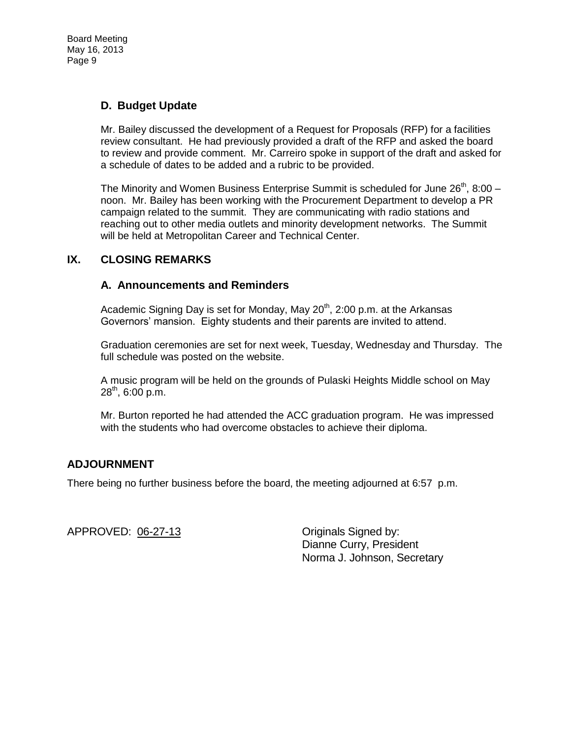### D. Budget Update

Mr. Bailey discussed the development of a Request for Proposals (RFP) for a facilities review consultant. He had previously provided a draft of the RFP and asked the board to review and provide comment. Mr. Carreiro spoke in support of the draft and asked for a schedule of dates to be added and a rubric to be provided.

The Minority and Women Business Enterprise Summit is scheduled for June 26th, 8:00 – noon. Mr. Bailey has been working with the Procurement Department to develop a PR campaign related to the summit. They are communicating with radio stations and reaching out to other media outlets and minority development networks. The Summit will be held at Metropolitan Career and Technical Center.

## IX. CLOSING REMARKS

### A. Announcements and Reminders

Academic Signing Day is set for Monday, May 20th, 2:00 p.m. at the Arkansas Governors' mansion. Eighty students and their parents are invited to attend.

Graduation ceremonies are set for next week, Tuesday, Wednesday and Thursday. The full schedule was posted on the website.

A music program will be held on the grounds of Pulaski Heights Middle school on May 28th, 6:00 p.m.

Mr. Burton reported he had attended the ACC graduation program. He was impressed with the students who had overcome obstacles to achieve their diploma.

## ADJOURNMENT

There being no further business before the board, the meeting adjourned at 6:57 p.m.

APPROVED: 06-27-13

Originals Signed by:
Dianne Curry, President
Norma J. Johnson, Secretary